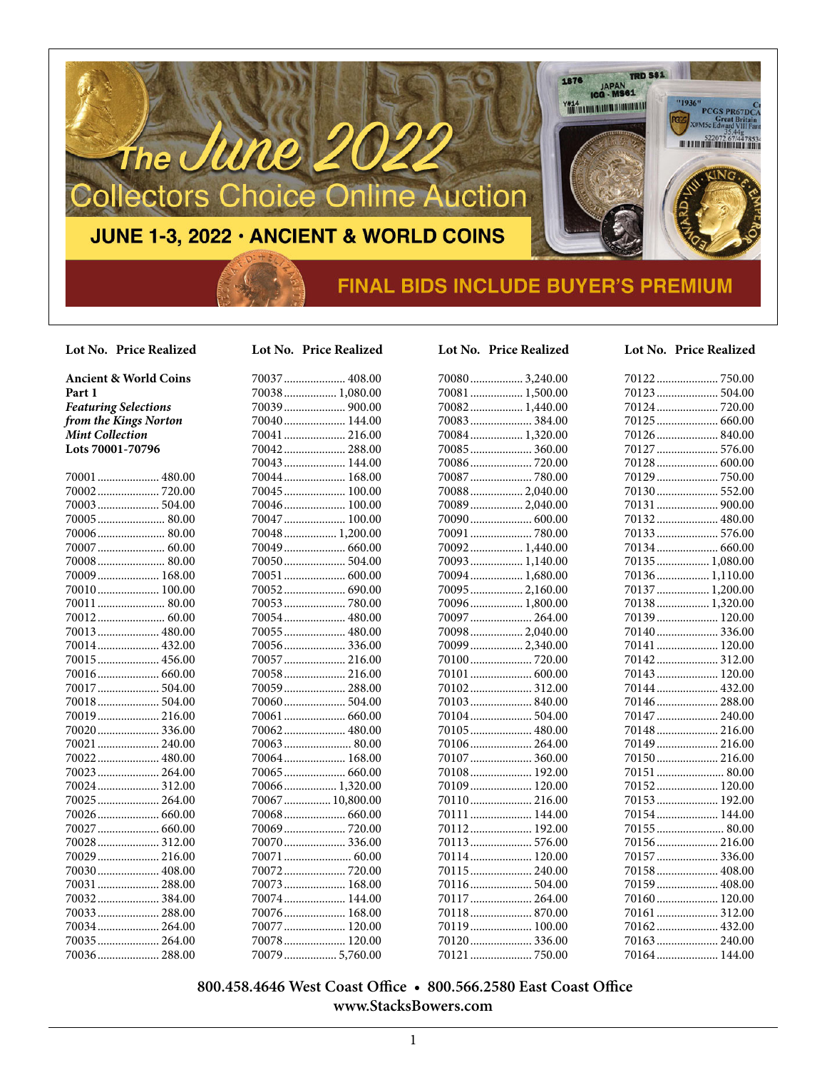# The June 2022 Collectors Choice Online Auction

## JUNE 1-3, 2022 · ANCIENT & WORLD COINS

**FINAL BIDS INCLUDE BUYER'S PREMIUM**

**Ancient & World Coins Part 1**
***Featuring Selections from the Kings Norton Mint Collection***
**Lots 70001-70796**

| Lot No. | Price Realized |
|---|---|
| 70001 | 480.00 |
| 70002 | 720.00 |
| 70003 | 504.00 |
| 70005 | 80.00 |
| 70006 | 80.00 |
| 70007 | 60.00 |
| 70008 | 80.00 |
| 70009 | 168.00 |
| 70010 | 100.00 |
| 70011 | 80.00 |
| 70012 | 60.00 |
| 70013 | 480.00 |
| 70014 | 432.00 |
| 70015 | 456.00 |
| 70016 | 660.00 |
| 70017 | 504.00 |
| 70018 | 504.00 |
| 70019 | 216.00 |
| 70020 | 336.00 |
| 70021 | 240.00 |
| 70022 | 480.00 |
| 70023 | 264.00 |
| 70024 | 312.00 |
| 70025 | 264.00 |
| 70026 | 660.00 |
| 70027 | 660.00 |
| 70028 | 312.00 |
| 70029 | 216.00 |
| 70030 | 408.00 |
| 70031 | 288.00 |
| 70032 | 384.00 |
| 70033 | 288.00 |
| 70034 | 264.00 |
| 70035 | 264.00 |
| 70036 | 288.00 |
| 70037 | 408.00 |
| 70038 | 1,080.00 |
| 70039 | 900.00 |
| 70040 | 144.00 |
| 70041 | 216.00 |
| 70042 | 288.00 |
| 70043 | 144.00 |
| 70044 | 168.00 |
| 70045 | 100.00 |
| 70046 | 100.00 |
| 70047 | 100.00 |
| 70048 | 1,200.00 |
| 70049 | 660.00 |
| 70050 | 504.00 |
| 70051 | 600.00 |
| 70052 | 690.00 |
| 70053 | 780.00 |
| 70054 | 480.00 |
| 70055 | 480.00 |
| 70056 | 336.00 |
| 70057 | 216.00 |
| 70058 | 216.00 |
| 70059 | 288.00 |
| 70060 | 504.00 |
| 70061 | 660.00 |
| 70062 | 480.00 |
| 70063 | 80.00 |
| 70064 | 168.00 |
| 70065 | 660.00 |
| 70066 | 1,320.00 |
| 70067 | 10,800.00 |
| 70068 | 660.00 |
| 70069 | 720.00 |
| 70070 | 336.00 |
| 70071 | 60.00 |
| 70072 | 720.00 |
| 70073 | 168.00 |
| 70074 | 144.00 |
| 70076 | 168.00 |
| 70077 | 120.00 |
| 70078 | 120.00 |
| 70079 | 5,760.00 |
| 70080 | 3,240.00 |
| 70081 | 1,500.00 |
| 70082 | 1,440.00 |
| 70083 | 384.00 |
| 70084 | 1,320.00 |
| 70085 | 360.00 |
| 70086 | 720.00 |
| 70087 | 780.00 |
| 70088 | 2,040.00 |
| 70089 | 2,040.00 |
| 70090 | 600.00 |
| 70091 | 780.00 |
| 70092 | 1,440.00 |
| 70093 | 1,140.00 |
| 70094 | 1,680.00 |
| 70095 | 2,160.00 |
| 70096 | 1,800.00 |
| 70097 | 264.00 |
| 70098 | 2,040.00 |
| 70099 | 2,340.00 |
| 70100 | 720.00 |
| 70101 | 600.00 |
| 70102 | 312.00 |
| 70103 | 840.00 |
| 70104 | 504.00 |
| 70105 | 480.00 |
| 70106 | 264.00 |
| 70107 | 360.00 |
| 70108 | 192.00 |
| 70109 | 120.00 |
| 70110 | 216.00 |
| 70111 | 144.00 |
| 70112 | 192.00 |
| 70113 | 576.00 |
| 70114 | 120.00 |
| 70115 | 240.00 |
| 70116 | 504.00 |
| 70117 | 264.00 |
| 70118 | 870.00 |
| 70119 | 100.00 |
| 70120 | 336.00 |
| 70121 | 750.00 |
| 70122 | 750.00 |
| 70123 | 504.00 |
| 70124 | 720.00 |
| 70125 | 660.00 |
| 70126 | 840.00 |
| 70127 | 576.00 |
| 70128 | 600.00 |
| 70129 | 750.00 |
| 70130 | 552.00 |
| 70131 | 900.00 |
| 70132 | 480.00 |
| 70133 | 576.00 |
| 70134 | 660.00 |
| 70135 | 1,080.00 |
| 70136 | 1,110.00 |
| 70137 | 1,200.00 |
| 70138 | 1,320.00 |
| 70139 | 120.00 |
| 70140 | 336.00 |
| 70141 | 120.00 |
| 70142 | 312.00 |
| 70143 | 120.00 |
| 70144 | 432.00 |
| 70146 | 288.00 |
| 70147 | 240.00 |
| 70148 | 216.00 |
| 70149 | 216.00 |
| 70150 | 216.00 |
| 70151 | 80.00 |
| 70152 | 120.00 |
| 70153 | 192.00 |
| 70154 | 144.00 |
| 70155 | 80.00 |
| 70156 | 216.00 |
| 70157 | 336.00 |
| 70158 | 408.00 |
| 70159 | 408.00 |
| 70160 | 120.00 |
| 70161 | 312.00 |
| 70162 | 432.00 |
| 70163 | 240.00 |
| 70164 | 144.00 |

**800.458.4646 West Coast Office • 800.566.2580 East Coast Office**
**www.StacksBowers.com**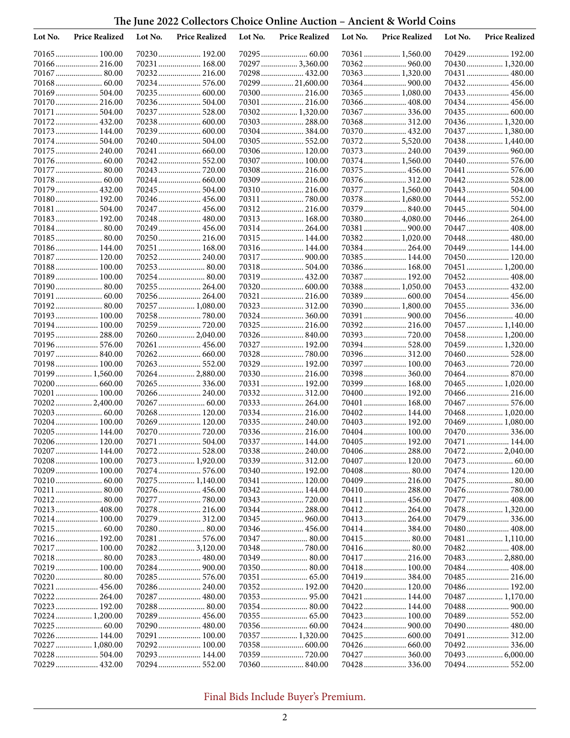# The June 2022 Collectors Choice Online Auction – Ancient & World Coins

| Lot No. | Price Realized | Lot No. | Price Realized | Lot No. | Price Realized | Lot No. | Price Realized | Lot No. | Price Realized |
|---|---|---|---|---|---|---|---|---|---|
| 70165 | 100.00 | 70230 | 192.00 | 70295 | 60.00 | 70361 | 1,560.00 | 70429 | 192.00 |
| 70166 | 216.00 | 70231 | 168.00 | 70297 | 3,360.00 | 70362 | 960.00 | 70430 | 1,320.00 |
| 70167 | 80.00 | 70232 | 216.00 | 70298 | 432.00 | 70363 | 1,320.00 | 70431 | 480.00 |
| 70168 | 60.00 | 70234 | 576.00 | 70299 | 21,600.00 | 70364 | 900.00 | 70432 | 456.00 |
| 70169 | 504.00 | 70235 | 600.00 | 70300 | 216.00 | 70365 | 1,080.00 | 70433 | 456.00 |
| 70170 | 216.00 | 70236 | 504.00 | 70301 | 216.00 | 70366 | 408.00 | 70434 | 456.00 |
| 70171 | 504.00 | 70237 | 528.00 | 70302 | 1,320.00 | 70367 | 336.00 | 70435 | 600.00 |
| 70172 | 432.00 | 70238 | 600.00 | 70303 | 288.00 | 70368 | 312.00 | 70436 | 1,320.00 |
| 70173 | 144.00 | 70239 | 600.00 | 70304 | 384.00 | 70370 | 432.00 | 70437 | 1,380.00 |
| 70174 | 504.00 | 70240 | 504.00 | 70305 | 552.00 | 70372 | 5,520.00 | 70438 | 1,440.00 |
| 70175 | 240.00 | 70241 | 660.00 | 70306 | 120.00 | 70373 | 240.00 | 70439 | 960.00 |
| 70176 | 60.00 | 70242 | 552.00 | 70307 | 100.00 | 70374 | 1,560.00 | 70440 | 576.00 |
| 70177 | 80.00 | 70243 | 720.00 | 70308 | 216.00 | 70375 | 456.00 | 70441 | 576.00 |
| 70178 | 60.00 | 70244 | 660.00 | 70309 | 216.00 | 70376 | 312.00 | 70442 | 528.00 |
| 70179 | 432.00 | 70245 | 504.00 | 70310 | 216.00 | 70377 | 1,560.00 | 70443 | 504.00 |
| 70180 | 192.00 | 70246 | 456.00 | 70311 | 780.00 | 70378 | 1,680.00 | 70444 | 552.00 |
| 70181 | 504.00 | 70247 | 456.00 | 70312 | 216.00 | 70379 | 840.00 | 70445 | 504.00 |
| 70183 | 192.00 | 70248 | 480.00 | 70313 | 168.00 | 70380 | 4,080.00 | 70446 | 264.00 |
| 70184 | 80.00 | 70249 | 456.00 | 70314 | 264.00 | 70381 | 900.00 | 70447 | 408.00 |
| 70185 | 80.00 | 70250 | 216.00 | 70315 | 144.00 | 70382 | 1,020.00 | 70448 | 480.00 |
| 70186 | 144.00 | 70251 | 168.00 | 70316 | 144.00 | 70384 | 264.00 | 70449 | 144.00 |
| 70187 | 120.00 | 70252 | 240.00 | 70317 | 900.00 | 70385 | 144.00 | 70450 | 120.00 |
| 70188 | 100.00 | 70253 | 80.00 | 70318 | 504.00 | 70386 | 168.00 | 70451 | 1,200.00 |
| 70189 | 100.00 | 70254 | 80.00 | 70319 | 432.00 | 70387 | 192.00 | 70452 | 408.00 |
| 70190 | 80.00 | 70255 | 264.00 | 70320 | 600.00 | 70388 | 1,050.00 | 70453 | 432.00 |
| 70191 | 60.00 | 70256 | 264.00 | 70321 | 216.00 | 70389 | 600.00 | 70454 | 456.00 |
| 70192 | 80.00 | 70257 | 1,080.00 | 70323 | 312.00 | 70390 | 1,800.00 | 70455 | 336.00 |
| 70193 | 100.00 | 70258 | 780.00 | 70324 | 360.00 | 70391 | 900.00 | 70456 | 40.00 |
| 70194 | 100.00 | 70259 | 720.00 | 70325 | 216.00 | 70392 | 216.00 | 70457 | 1,140.00 |
| 70195 | 288.00 | 70260 | 2,040.00 | 70326 | 840.00 | 70393 | 720.00 | 70458 | 1,200.00 |
| 70196 | 576.00 | 70261 | 456.00 | 70327 | 192.00 | 70394 | 528.00 | 70459 | 1,320.00 |
| 70197 | 840.00 | 70262 | 660.00 | 70328 | 780.00 | 70396 | 312.00 | 70460 | 528.00 |
| 70198 | 100.00 | 70263 | 552.00 | 70329 | 192.00 | 70397 | 100.00 | 70463 | 720.00 |
| 70199 | 1,560.00 | 70264 | 2,880.00 | 70330 | 216.00 | 70398 | 360.00 | 70464 | 870.00 |
| 70200 | 660.00 | 70265 | 336.00 | 70331 | 192.00 | 70399 | 168.00 | 70465 | 1,020.00 |
| 70201 | 100.00 | 70266 | 240.00 | 70332 | 312.00 | 70400 | 192.00 | 70466 | 216.00 |
| 70202 | 2,400.00 | 70267 | 60.00 | 70333 | 264.00 | 70401 | 168.00 | 70467 | 576.00 |
| 70203 | 60.00 | 70268 | 120.00 | 70334 | 216.00 | 70402 | 144.00 | 70468 | 1,020.00 |
| 70204 | 100.00 | 70269 | 120.00 | 70335 | 240.00 | 70403 | 192.00 | 70469 | 1,080.00 |
| 70205 | 144.00 | 70270 | 720.00 | 70336 | 216.00 | 70404 | 100.00 | 70470 | 336.00 |
| 70206 | 120.00 | 70271 | 504.00 | 70337 | 144.00 | 70405 | 192.00 | 70471 | 144.00 |
| 70207 | 144.00 | 70272 | 528.00 | 70338 | 240.00 | 70406 | 288.00 | 70472 | 2,040.00 |
| 70208 | 100.00 | 70273 | 1,920.00 | 70339 | 312.00 | 70407 | 120.00 | 70473 | 60.00 |
| 70209 | 100.00 | 70274 | 576.00 | 70340 | 192.00 | 70408 | 80.00 | 70474 | 120.00 |
| 70210 | 60.00 | 70275 | 1,140.00 | 70341 | 120.00 | 70409 | 216.00 | 70475 | 80.00 |
| 70211 | 80.00 | 70276 | 456.00 | 70342 | 144.00 | 70410 | 288.00 | 70476 | 780.00 |
| 70212 | 80.00 | 70277 | 780.00 | 70343 | 720.00 | 70411 | 456.00 | 70477 | 408.00 |
| 70213 | 408.00 | 70278 | 216.00 | 70344 | 288.00 | 70412 | 264.00 | 70478 | 1,320.00 |
| 70214 | 100.00 | 70279 | 312.00 | 70345 | 960.00 | 70413 | 264.00 | 70479 | 336.00 |
| 70215 | 60.00 | 70280 | 80.00 | 70346 | 456.00 | 70414 | 384.00 | 70480 | 408.00 |
| 70216 | 192.00 | 70281 | 576.00 | 70347 | 80.00 | 70415 | 80.00 | 70481 | 1,110.00 |
| 70217 | 100.00 | 70282 | 3,120.00 | 70348 | 780.00 | 70416 | 80.00 | 70482 | 408.00 |
| 70218 | 80.00 | 70283 | 480.00 | 70349 | 80.00 | 70417 | 216.00 | 70483 | 2,880.00 |
| 70219 | 100.00 | 70284 | 900.00 | 70350 | 80.00 | 70418 | 100.00 | 70484 | 408.00 |
| 70220 | 80.00 | 70285 | 576.00 | 70351 | 65.00 | 70419 | 384.00 | 70485 | 216.00 |
| 70221 | 456.00 | 70286 | 240.00 | 70352 | 192.00 | 70420 | 120.00 | 70486 | 192.00 |
| 70222 | 264.00 | 70287 | 480.00 | 70353 | 95.00 | 70421 | 144.00 | 70487 | 1,170.00 |
| 70223 | 192.00 | 70288 | 80.00 | 70354 | 80.00 | 70422 | 144.00 | 70488 | 900.00 |
| 70224 | 1,200.00 | 70289 | 456.00 | 70355 | 65.00 | 70423 | 100.00 | 70489 | 552.00 |
| 70225 | 60.00 | 70290 | 480.00 | 70356 | 60.00 | 70424 | 900.00 | 70490 | 480.00 |
| 70226 | 144.00 | 70291 | 100.00 | 70357 | 1,320.00 | 70425 | 600.00 | 70491 | 312.00 |
| 70227 | 1,080.00 | 70292 | 100.00 | 70358 | 600.00 | 70426 | 660.00 | 70492 | 336.00 |
| 70228 | 504.00 | 70293 | 144.00 | 70359 | 720.00 | 70427 | 360.00 | 70493 | 6,000.00 |
| 70229 | 432.00 | 70294 | 552.00 | 70360 | 840.00 | 70428 | 336.00 | 70494 | 552.00 |

Final Bids Include Buyer's Premium.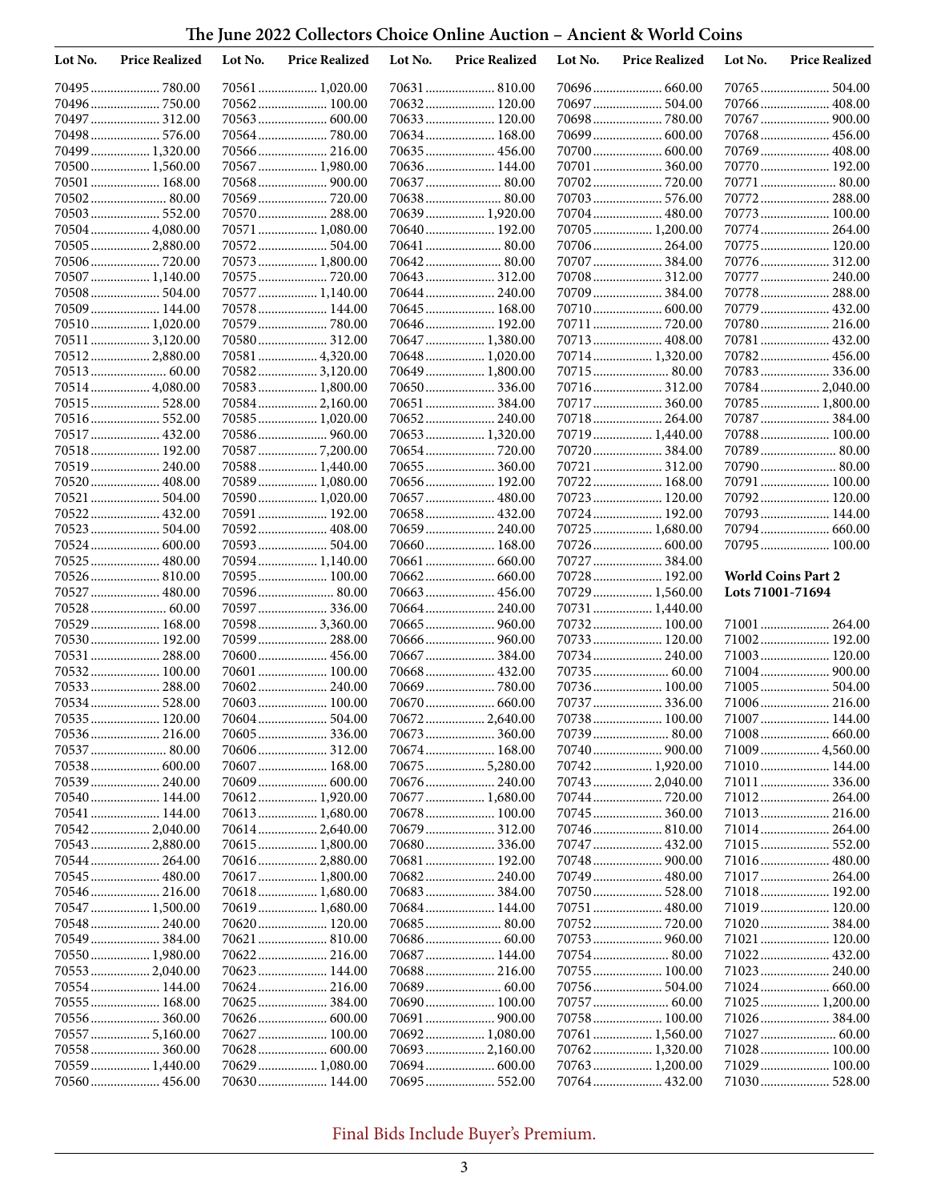## The June 2022 Collectors Choice Online Auction – Ancient & World Coins

| Lot No. | Price Realized |
|---|---|
| 70495 | 780.00 |
| 70496 | 750.00 |
| 70497 | 312.00 |
| 70498 | 576.00 |
| 70499 | 1,320.00 |
| 70500 | 1,560.00 |
| 70501 | 168.00 |
| 70502 | 80.00 |
| 70503 | 552.00 |
| 70504 | 4,080.00 |
| 70505 | 2,880.00 |
| 70506 | 720.00 |
| 70507 | 1,140.00 |
| 70508 | 504.00 |
| 70509 | 144.00 |
| 70510 | 1,020.00 |
| 70511 | 3,120.00 |
| 70512 | 2,880.00 |
| 70513 | 60.00 |
| 70514 | 4,080.00 |
| 70515 | 528.00 |
| 70516 | 552.00 |
| 70517 | 432.00 |
| 70518 | 192.00 |
| 70519 | 240.00 |
| 70520 | 408.00 |
| 70521 | 504.00 |
| 70522 | 432.00 |
| 70523 | 504.00 |
| 70524 | 600.00 |
| 70525 | 480.00 |
| 70526 | 810.00 |
| 70527 | 480.00 |
| 70528 | 60.00 |
| 70529 | 168.00 |
| 70530 | 192.00 |
| 70531 | 288.00 |
| 70532 | 100.00 |
| 70533 | 288.00 |
| 70534 | 528.00 |
| 70535 | 120.00 |
| 70536 | 216.00 |
| 70537 | 80.00 |
| 70538 | 600.00 |
| 70539 | 240.00 |
| 70540 | 144.00 |
| 70541 | 144.00 |
| 70542 | 2,040.00 |
| 70543 | 2,880.00 |
| 70544 | 264.00 |
| 70545 | 480.00 |
| 70546 | 216.00 |
| 70547 | 1,500.00 |
| 70548 | 240.00 |
| 70549 | 384.00 |
| 70550 | 1,980.00 |
| 70553 | 2,040.00 |
| 70554 | 144.00 |
| 70555 | 168.00 |
| 70556 | 360.00 |
| 70557 | 5,160.00 |
| 70558 | 360.00 |
| 70559 | 1,440.00 |
| 70560 | 456.00 |
| 70561 | 1,020.00 |
| 70562 | 100.00 |
| 70563 | 600.00 |
| 70564 | 780.00 |
| 70566 | 216.00 |
| 70567 | 1,980.00 |
| 70568 | 900.00 |
| 70569 | 720.00 |
| 70570 | 288.00 |
| 70571 | 1,080.00 |
| 70572 | 504.00 |
| 70573 | 1,800.00 |
| 70575 | 720.00 |
| 70577 | 1,140.00 |
| 70578 | 144.00 |
| 70579 | 780.00 |
| 70580 | 312.00 |
| 70581 | 4,320.00 |
| 70582 | 3,120.00 |
| 70583 | 1,800.00 |
| 70584 | 2,160.00 |
| 70585 | 1,020.00 |
| 70586 | 960.00 |
| 70587 | 7,200.00 |
| 70588 | 1,440.00 |
| 70589 | 1,080.00 |
| 70590 | 1,020.00 |
| 70591 | 192.00 |
| 70592 | 408.00 |
| 70593 | 504.00 |
| 70594 | 1,140.00 |
| 70595 | 100.00 |
| 70596 | 80.00 |
| 70597 | 336.00 |
| 70598 | 3,360.00 |
| 70599 | 288.00 |
| 70600 | 456.00 |
| 70601 | 100.00 |
| 70602 | 240.00 |
| 70603 | 100.00 |
| 70604 | 504.00 |
| 70605 | 336.00 |
| 70606 | 312.00 |
| 70607 | 168.00 |
| 70609 | 600.00 |
| 70612 | 1,920.00 |
| 70613 | 1,680.00 |
| 70614 | 2,640.00 |
| 70615 | 1,800.00 |
| 70616 | 2,880.00 |
| 70617 | 1,800.00 |
| 70618 | 1,680.00 |
| 70619 | 1,680.00 |
| 70620 | 120.00 |
| 70621 | 810.00 |
| 70622 | 216.00 |
| 70623 | 144.00 |
| 70624 | 216.00 |
| 70625 | 384.00 |
| 70626 | 600.00 |
| 70627 | 100.00 |
| 70628 | 600.00 |
| 70629 | 1,080.00 |
| 70630 | 144.00 |
| 70631 | 810.00 |
| 70632 | 120.00 |
| 70633 | 120.00 |
| 70634 | 168.00 |
| 70635 | 456.00 |
| 70636 | 144.00 |
| 70637 | 80.00 |
| 70638 | 80.00 |
| 70639 | 1,920.00 |
| 70640 | 192.00 |
| 70641 | 80.00 |
| 70642 | 80.00 |
| 70643 | 312.00 |
| 70644 | 240.00 |
| 70645 | 168.00 |
| 70646 | 192.00 |
| 70647 | 1,380.00 |
| 70648 | 1,020.00 |
| 70649 | 1,800.00 |
| 70650 | 336.00 |
| 70651 | 384.00 |
| 70652 | 240.00 |
| 70653 | 1,320.00 |
| 70654 | 720.00 |
| 70655 | 360.00 |
| 70656 | 192.00 |
| 70657 | 480.00 |
| 70658 | 432.00 |
| 70659 | 240.00 |
| 70660 | 168.00 |
| 70661 | 660.00 |
| 70662 | 660.00 |
| 70663 | 456.00 |
| 70664 | 240.00 |
| 70665 | 960.00 |
| 70666 | 960.00 |
| 70667 | 384.00 |
| 70668 | 432.00 |
| 70669 | 780.00 |
| 70670 | 660.00 |
| 70672 | 2,640.00 |
| 70673 | 360.00 |
| 70674 | 168.00 |
| 70675 | 5,280.00 |
| 70676 | 240.00 |
| 70677 | 1,680.00 |
| 70678 | 100.00 |
| 70679 | 312.00 |
| 70680 | 336.00 |
| 70681 | 192.00 |
| 70682 | 240.00 |
| 70683 | 384.00 |
| 70684 | 144.00 |
| 70685 | 80.00 |
| 70686 | 60.00 |
| 70687 | 144.00 |
| 70688 | 216.00 |
| 70689 | 60.00 |
| 70690 | 100.00 |
| 70691 | 900.00 |
| 70692 | 1,080.00 |
| 70693 | 2,160.00 |
| 70694 | 600.00 |
| 70695 | 552.00 |
| 70696 | 660.00 |
| 70697 | 504.00 |
| 70698 | 780.00 |
| 70699 | 600.00 |
| 70700 | 600.00 |
| 70701 | 360.00 |
| 70702 | 720.00 |
| 70703 | 576.00 |
| 70704 | 480.00 |
| 70705 | 1,200.00 |
| 70706 | 264.00 |
| 70707 | 384.00 |
| 70708 | 312.00 |
| 70709 | 384.00 |
| 70710 | 600.00 |
| 70711 | 720.00 |
| 70713 | 408.00 |
| 70714 | 1,320.00 |
| 70715 | 80.00 |
| 70716 | 312.00 |
| 70717 | 360.00 |
| 70718 | 264.00 |
| 70719 | 1,440.00 |
| 70720 | 384.00 |
| 70721 | 312.00 |
| 70722 | 168.00 |
| 70723 | 120.00 |
| 70724 | 192.00 |
| 70725 | 1,680.00 |
| 70726 | 600.00 |
| 70727 | 384.00 |
| 70728 | 192.00 |
| 70729 | 1,560.00 |
| 70731 | 1,440.00 |
| 70732 | 100.00 |
| 70733 | 120.00 |
| 70734 | 240.00 |
| 70735 | 60.00 |
| 70736 | 100.00 |
| 70737 | 336.00 |
| 70738 | 100.00 |
| 70739 | 80.00 |
| 70740 | 900.00 |
| 70742 | 1,920.00 |
| 70743 | 2,040.00 |
| 70744 | 720.00 |
| 70745 | 360.00 |
| 70746 | 810.00 |
| 70747 | 432.00 |
| 70748 | 900.00 |
| 70749 | 480.00 |
| 70750 | 528.00 |
| 70751 | 480.00 |
| 70752 | 720.00 |
| 70753 | 960.00 |
| 70754 | 80.00 |
| 70755 | 100.00 |
| 70756 | 504.00 |
| 70757 | 60.00 |
| 70758 | 100.00 |
| 70761 | 1,560.00 |
| 70762 | 1,320.00 |
| 70763 | 1,200.00 |
| 70764 | 432.00 |
| 70765 | 504.00 |
| 70766 | 408.00 |
| 70767 | 900.00 |
| 70768 | 456.00 |
| 70769 | 408.00 |
| 70770 | 192.00 |
| 70771 | 80.00 |
| 70772 | 288.00 |
| 70773 | 100.00 |
| 70774 | 264.00 |
| 70775 | 120.00 |
| 70776 | 312.00 |
| 70777 | 240.00 |
| 70778 | 288.00 |
| 70779 | 432.00 |
| 70780 | 216.00 |
| 70781 | 432.00 |
| 70782 | 456.00 |
| 70783 | 336.00 |
| 70784 | 2,040.00 |
| 70785 | 1,800.00 |
| 70787 | 384.00 |
| 70788 | 100.00 |
| 70789 | 80.00 |
| 70790 | 80.00 |
| 70791 | 100.00 |
| 70792 | 120.00 |
| 70793 | 144.00 |
| 70794 | 660.00 |
| 70795 | 100.00 |

**World Coins Part 2**
**Lots 71001-71694**

| Lot No. | Price Realized |
|---|---|
| 71001 | 264.00 |
| 71002 | 192.00 |
| 71003 | 120.00 |
| 71004 | 900.00 |
| 71005 | 504.00 |
| 71006 | 216.00 |
| 71007 | 144.00 |
| 71008 | 660.00 |
| 71009 | 4,560.00 |
| 71010 | 144.00 |
| 71011 | 336.00 |
| 71012 | 264.00 |
| 71013 | 216.00 |
| 71014 | 264.00 |
| 71015 | 552.00 |
| 71016 | 480.00 |
| 71017 | 264.00 |
| 71018 | 192.00 |
| 71019 | 120.00 |
| 71020 | 384.00 |
| 71021 | 120.00 |
| 71022 | 432.00 |
| 71023 | 240.00 |
| 71024 | 660.00 |
| 71025 | 1,200.00 |
| 71026 | 384.00 |
| 71027 | 60.00 |
| 71028 | 100.00 |
| 71029 | 100.00 |
| 71030 | 528.00 |

Final Bids Include Buyer's Premium.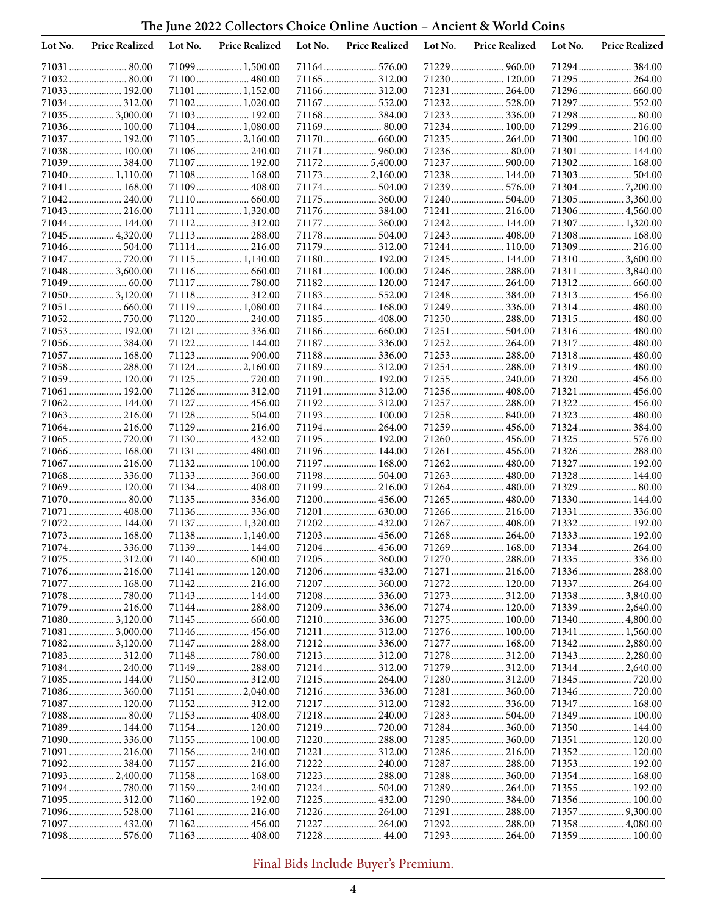## The June 2022 Collectors Choice Online Auction – Ancient & World Coins

| Lot No. | Price Realized | Lot No. | Price Realized | Lot No. | Price Realized | Lot No. | Price Realized | Lot No. | Price Realized |
|---|---|---|---|---|---|---|---|---|---|
| 71031 | 80.00 | 71099 | 1,500.00 | 71164 | 576.00 | 71229 | 960.00 | 71294 | 384.00 |
| 71032 | 80.00 | 71100 | 480.00 | 71165 | 312.00 | 71230 | 120.00 | 71295 | 264.00 |
| 71033 | 192.00 | 71101 | 1,152.00 | 71166 | 312.00 | 71231 | 264.00 | 71296 | 660.00 |
| 71034 | 312.00 | 71102 | 1,020.00 | 71167 | 552.00 | 71232 | 528.00 | 71297 | 552.00 |
| 71035 | 3,000.00 | 71103 | 192.00 | 71168 | 384.00 | 71233 | 336.00 | 71298 | 80.00 |
| 71036 | 100.00 | 71104 | 1,080.00 | 71169 | 80.00 | 71234 | 100.00 | 71299 | 216.00 |
| 71037 | 192.00 | 71105 | 2,160.00 | 71170 | 660.00 | 71235 | 264.00 | 71300 | 100.00 |
| 71038 | 100.00 | 71106 | 240.00 | 71171 | 960.00 | 71236 | 80.00 | 71301 | 144.00 |
| 71039 | 384.00 | 71107 | 192.00 | 71172 | 5,400.00 | 71237 | 900.00 | 71302 | 168.00 |
| 71040 | 1,110.00 | 71108 | 168.00 | 71173 | 2,160.00 | 71238 | 144.00 | 71303 | 504.00 |
| 71041 | 168.00 | 71109 | 408.00 | 71174 | 504.00 | 71239 | 576.00 | 71304 | 7,200.00 |
| 71042 | 240.00 | 71110 | 660.00 | 71175 | 360.00 | 71240 | 504.00 | 71305 | 3,360.00 |
| 71043 | 216.00 | 71111 | 1,320.00 | 71176 | 384.00 | 71241 | 216.00 | 71306 | 4,560.00 |
| 71044 | 144.00 | 71112 | 312.00 | 71177 | 360.00 | 71242 | 144.00 | 71307 | 1,320.00 |
| 71045 | 4,320.00 | 71113 | 288.00 | 71178 | 504.00 | 71243 | 408.00 | 71308 | 168.00 |
| 71046 | 504.00 | 71114 | 216.00 | 71179 | 312.00 | 71244 | 110.00 | 71309 | 216.00 |
| 71047 | 720.00 | 71115 | 1,140.00 | 71180 | 192.00 | 71245 | 144.00 | 71310 | 3,600.00 |
| 71048 | 3,600.00 | 71116 | 660.00 | 71181 | 100.00 | 71246 | 288.00 | 71311 | 3,840.00 |
| 71049 | 60.00 | 71117 | 780.00 | 71182 | 120.00 | 71247 | 264.00 | 71312 | 660.00 |
| 71050 | 3,120.00 | 71118 | 312.00 | 71183 | 552.00 | 71248 | 384.00 | 71313 | 456.00 |
| 71051 | 660.00 | 71119 | 1,080.00 | 71184 | 168.00 | 71249 | 336.00 | 71314 | 480.00 |
| 71052 | 750.00 | 71120 | 240.00 | 71185 | 408.00 | 71250 | 288.00 | 71315 | 480.00 |
| 71053 | 192.00 | 71121 | 336.00 | 71186 | 660.00 | 71251 | 504.00 | 71316 | 480.00 |
| 71056 | 384.00 | 71122 | 144.00 | 71187 | 336.00 | 71252 | 264.00 | 71317 | 480.00 |
| 71057 | 168.00 | 71123 | 900.00 | 71188 | 336.00 | 71253 | 288.00 | 71318 | 480.00 |
| 71058 | 288.00 | 71124 | 2,160.00 | 71189 | 312.00 | 71254 | 288.00 | 71319 | 480.00 |
| 71059 | 120.00 | 71125 | 720.00 | 71190 | 192.00 | 71255 | 240.00 | 71320 | 456.00 |
| 71061 | 192.00 | 71126 | 312.00 | 71191 | 312.00 | 71256 | 408.00 | 71321 | 456.00 |
| 71062 | 144.00 | 71127 | 456.00 | 71192 | 312.00 | 71257 | 288.00 | 71322 | 456.00 |
| 71063 | 216.00 | 71128 | 504.00 | 71193 | 100.00 | 71258 | 840.00 | 71323 | 480.00 |
| 71064 | 216.00 | 71129 | 216.00 | 71194 | 264.00 | 71259 | 456.00 | 71324 | 384.00 |
| 71065 | 720.00 | 71130 | 432.00 | 71195 | 192.00 | 71260 | 456.00 | 71325 | 576.00 |
| 71066 | 168.00 | 71131 | 480.00 | 71196 | 144.00 | 71261 | 456.00 | 71326 | 288.00 |
| 71067 | 216.00 | 71132 | 100.00 | 71197 | 168.00 | 71262 | 480.00 | 71327 | 192.00 |
| 71068 | 336.00 | 71133 | 360.00 | 71198 | 504.00 | 71263 | 480.00 | 71328 | 144.00 |
| 71069 | 120.00 | 71134 | 408.00 | 71199 | 216.00 | 71264 | 480.00 | 71329 | 80.00 |
| 71070 | 80.00 | 71135 | 336.00 | 71200 | 456.00 | 71265 | 480.00 | 71330 | 144.00 |
| 71071 | 408.00 | 71136 | 336.00 | 71201 | 630.00 | 71266 | 216.00 | 71331 | 336.00 |
| 71072 | 144.00 | 71137 | 1,320.00 | 71202 | 432.00 | 71267 | 408.00 | 71332 | 192.00 |
| 71073 | 168.00 | 71138 | 1,140.00 | 71203 | 456.00 | 71268 | 264.00 | 71333 | 192.00 |
| 71074 | 336.00 | 71139 | 144.00 | 71204 | 456.00 | 71269 | 168.00 | 71334 | 264.00 |
| 71075 | 312.00 | 71140 | 600.00 | 71205 | 360.00 | 71270 | 288.00 | 71335 | 336.00 |
| 71076 | 216.00 | 71141 | 120.00 | 71206 | 432.00 | 71271 | 216.00 | 71336 | 288.00 |
| 71077 | 168.00 | 71142 | 216.00 | 71207 | 360.00 | 71272 | 120.00 | 71337 | 264.00 |
| 71078 | 780.00 | 71143 | 144.00 | 71208 | 336.00 | 71273 | 312.00 | 71338 | 3,840.00 |
| 71079 | 216.00 | 71144 | 288.00 | 71209 | 336.00 | 71274 | 120.00 | 71339 | 2,640.00 |
| 71080 | 3,120.00 | 71145 | 660.00 | 71210 | 336.00 | 71275 | 100.00 | 71340 | 4,800.00 |
| 71081 | 3,000.00 | 71146 | 456.00 | 71211 | 312.00 | 71276 | 100.00 | 71341 | 1,560.00 |
| 71082 | 3,120.00 | 71147 | 288.00 | 71212 | 336.00 | 71277 | 168.00 | 71342 | 2,880.00 |
| 71083 | 312.00 | 71148 | 780.00 | 71213 | 312.00 | 71278 | 312.00 | 71343 | 2,280.00 |
| 71084 | 240.00 | 71149 | 288.00 | 71214 | 312.00 | 71279 | 312.00 | 71344 | 2,640.00 |
| 71085 | 144.00 | 71150 | 312.00 | 71215 | 264.00 | 71280 | 312.00 | 71345 | 720.00 |
| 71086 | 360.00 | 71151 | 2,040.00 | 71216 | 336.00 | 71281 | 360.00 | 71346 | 720.00 |
| 71087 | 120.00 | 71152 | 312.00 | 71217 | 312.00 | 71282 | 336.00 | 71347 | 168.00 |
| 71088 | 80.00 | 71153 | 408.00 | 71218 | 240.00 | 71283 | 504.00 | 71349 | 100.00 |
| 71089 | 144.00 | 71154 | 120.00 | 71219 | 720.00 | 71284 | 360.00 | 71350 | 144.00 |
| 71090 | 336.00 | 71155 | 100.00 | 71220 | 288.00 | 71285 | 360.00 | 71351 | 120.00 |
| 71091 | 216.00 | 71156 | 240.00 | 71221 | 312.00 | 71286 | 216.00 | 71352 | 120.00 |
| 71092 | 384.00 | 71157 | 216.00 | 71222 | 240.00 | 71287 | 288.00 | 71353 | 192.00 |
| 71093 | 2,400.00 | 71158 | 168.00 | 71223 | 288.00 | 71288 | 360.00 | 71354 | 168.00 |
| 71094 | 780.00 | 71159 | 240.00 | 71224 | 504.00 | 71289 | 264.00 | 71355 | 192.00 |
| 71095 | 312.00 | 71160 | 192.00 | 71225 | 432.00 | 71290 | 384.00 | 71356 | 100.00 |
| 71096 | 528.00 | 71161 | 216.00 | 71226 | 264.00 | 71291 | 288.00 | 71357 | 9,300.00 |
| 71097 | 432.00 | 71162 | 456.00 | 71227 | 264.00 | 71292 | 288.00 | 71358 | 4,080.00 |
| 71098 | 576.00 | 71163 | 408.00 | 71228 | 44.00 | 71293 | 264.00 | 71359 | 100.00 |

Final Bids Include Buyer's Premium.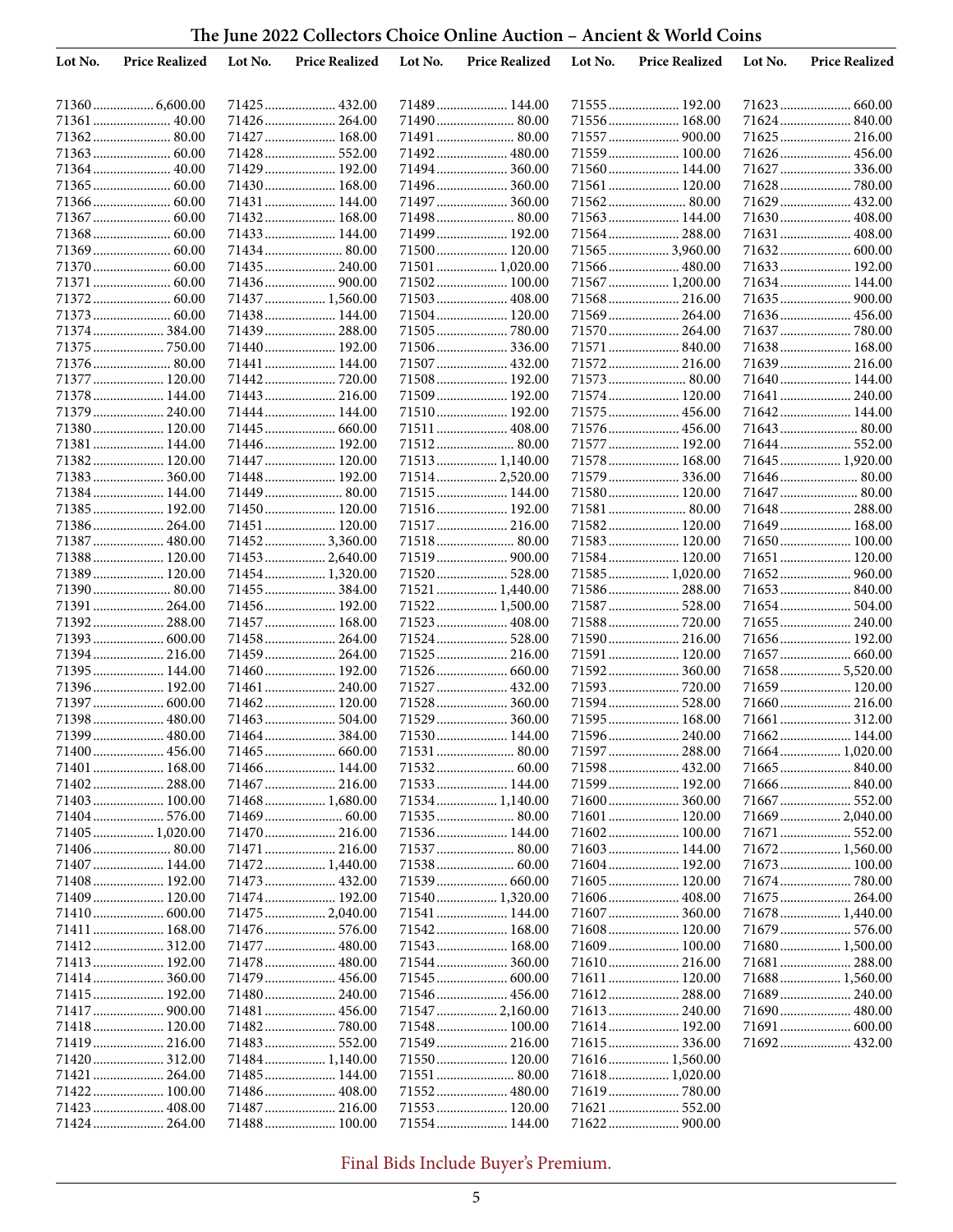# The June 2022 Collectors Choice Online Auction – Ancient & World Coins

| Lot No. | Price Realized |
|---|---|
| 71360 | 6,600.00 |
| 71361 | 40.00 |
| 71362 | 80.00 |
| 71363 | 60.00 |
| 71364 | 40.00 |
| 71365 | 60.00 |
| 71366 | 60.00 |
| 71367 | 60.00 |
| 71368 | 60.00 |
| 71369 | 60.00 |
| 71370 | 60.00 |
| 71371 | 60.00 |
| 71372 | 60.00 |
| 71373 | 60.00 |
| 71374 | 384.00 |
| 71375 | 750.00 |
| 71376 | 80.00 |
| 71377 | 120.00 |
| 71378 | 144.00 |
| 71379 | 240.00 |
| 71380 | 120.00 |
| 71381 | 144.00 |
| 71382 | 120.00 |
| 71383 | 360.00 |
| 71384 | 144.00 |
| 71385 | 192.00 |
| 71386 | 264.00 |
| 71387 | 480.00 |
| 71388 | 120.00 |
| 71389 | 120.00 |
| 71390 | 80.00 |
| 71391 | 264.00 |
| 71392 | 288.00 |
| 71393 | 600.00 |
| 71394 | 216.00 |
| 71395 | 144.00 |
| 71396 | 192.00 |
| 71397 | 600.00 |
| 71398 | 480.00 |
| 71399 | 480.00 |
| 71400 | 456.00 |
| 71401 | 168.00 |
| 71402 | 288.00 |
| 71403 | 100.00 |
| 71404 | 576.00 |
| 71405 | 1,020.00 |
| 71406 | 80.00 |
| 71407 | 144.00 |
| 71408 | 192.00 |
| 71409 | 120.00 |
| 71410 | 600.00 |
| 71411 | 168.00 |
| 71412 | 312.00 |
| 71413 | 192.00 |
| 71414 | 360.00 |
| 71415 | 192.00 |
| 71417 | 900.00 |
| 71418 | 120.00 |
| 71419 | 216.00 |
| 71420 | 312.00 |
| 71421 | 264.00 |
| 71422 | 100.00 |
| 71423 | 408.00 |
| 71424 | 264.00 |
| 71425 | 432.00 |
| 71426 | 264.00 |
| 71427 | 168.00 |
| 71428 | 552.00 |
| 71429 | 192.00 |
| 71430 | 168.00 |
| 71431 | 144.00 |
| 71432 | 168.00 |
| 71433 | 144.00 |
| 71434 | 80.00 |
| 71435 | 240.00 |
| 71436 | 900.00 |
| 71437 | 1,560.00 |
| 71438 | 144.00 |
| 71439 | 288.00 |
| 71440 | 192.00 |
| 71441 | 144.00 |
| 71442 | 720.00 |
| 71443 | 216.00 |
| 71444 | 144.00 |
| 71445 | 660.00 |
| 71446 | 192.00 |
| 71447 | 120.00 |
| 71448 | 192.00 |
| 71449 | 80.00 |
| 71450 | 120.00 |
| 71451 | 120.00 |
| 71452 | 3,360.00 |
| 71453 | 2,640.00 |
| 71454 | 1,320.00 |
| 71455 | 384.00 |
| 71456 | 192.00 |
| 71457 | 168.00 |
| 71458 | 264.00 |
| 71459 | 264.00 |
| 71460 | 192.00 |
| 71461 | 240.00 |
| 71462 | 120.00 |
| 71463 | 504.00 |
| 71464 | 384.00 |
| 71465 | 660.00 |
| 71466 | 144.00 |
| 71467 | 216.00 |
| 71468 | 1,680.00 |
| 71469 | 60.00 |
| 71470 | 216.00 |
| 71471 | 216.00 |
| 71472 | 1,440.00 |
| 71473 | 432.00 |
| 71474 | 192.00 |
| 71475 | 2,040.00 |
| 71476 | 576.00 |
| 71477 | 480.00 |
| 71478 | 480.00 |
| 71479 | 456.00 |
| 71480 | 240.00 |
| 71481 | 456.00 |
| 71482 | 780.00 |
| 71483 | 552.00 |
| 71484 | 1,140.00 |
| 71485 | 144.00 |
| 71486 | 408.00 |
| 71487 | 216.00 |
| 71488 | 100.00 |
| 71489 | 144.00 |
| 71490 | 80.00 |
| 71491 | 80.00 |
| 71492 | 480.00 |
| 71494 | 360.00 |
| 71496 | 360.00 |
| 71497 | 360.00 |
| 71498 | 80.00 |
| 71499 | 192.00 |
| 71500 | 120.00 |
| 71501 | 1,020.00 |
| 71502 | 100.00 |
| 71503 | 408.00 |
| 71504 | 120.00 |
| 71505 | 780.00 |
| 71506 | 336.00 |
| 71507 | 432.00 |
| 71508 | 192.00 |
| 71509 | 192.00 |
| 71510 | 192.00 |
| 71511 | 408.00 |
| 71512 | 80.00 |
| 71513 | 1,140.00 |
| 71514 | 2,520.00 |
| 71515 | 144.00 |
| 71516 | 192.00 |
| 71517 | 216.00 |
| 71518 | 80.00 |
| 71519 | 900.00 |
| 71520 | 528.00 |
| 71521 | 1,440.00 |
| 71522 | 1,500.00 |
| 71523 | 408.00 |
| 71524 | 528.00 |
| 71525 | 216.00 |
| 71526 | 660.00 |
| 71527 | 432.00 |
| 71528 | 360.00 |
| 71529 | 360.00 |
| 71530 | 144.00 |
| 71531 | 80.00 |
| 71532 | 60.00 |
| 71533 | 144.00 |
| 71534 | 1,140.00 |
| 71535 | 80.00 |
| 71536 | 144.00 |
| 71537 | 80.00 |
| 71538 | 60.00 |
| 71539 | 660.00 |
| 71540 | 1,320.00 |
| 71541 | 144.00 |
| 71542 | 168.00 |
| 71543 | 168.00 |
| 71544 | 360.00 |
| 71545 | 600.00 |
| 71546 | 456.00 |
| 71547 | 2,160.00 |
| 71548 | 100.00 |
| 71549 | 216.00 |
| 71550 | 120.00 |
| 71551 | 80.00 |
| 71552 | 480.00 |
| 71553 | 120.00 |
| 71554 | 144.00 |
| 71555 | 192.00 |
| 71556 | 168.00 |
| 71557 | 900.00 |
| 71559 | 100.00 |
| 71560 | 144.00 |
| 71561 | 120.00 |
| 71562 | 80.00 |
| 71563 | 144.00 |
| 71564 | 288.00 |
| 71565 | 3,960.00 |
| 71566 | 480.00 |
| 71567 | 1,200.00 |
| 71568 | 216.00 |
| 71569 | 264.00 |
| 71570 | 264.00 |
| 71571 | 840.00 |
| 71572 | 216.00 |
| 71573 | 80.00 |
| 71574 | 120.00 |
| 71575 | 456.00 |
| 71576 | 456.00 |
| 71577 | 192.00 |
| 71578 | 168.00 |
| 71579 | 336.00 |
| 71580 | 120.00 |
| 71581 | 80.00 |
| 71582 | 120.00 |
| 71583 | 120.00 |
| 71584 | 120.00 |
| 71585 | 1,020.00 |
| 71586 | 288.00 |
| 71587 | 528.00 |
| 71588 | 720.00 |
| 71590 | 216.00 |
| 71591 | 120.00 |
| 71592 | 360.00 |
| 71593 | 720.00 |
| 71594 | 528.00 |
| 71595 | 168.00 |
| 71596 | 240.00 |
| 71597 | 288.00 |
| 71598 | 432.00 |
| 71599 | 192.00 |
| 71600 | 360.00 |
| 71601 | 120.00 |
| 71602 | 100.00 |
| 71603 | 144.00 |
| 71604 | 192.00 |
| 71605 | 120.00 |
| 71606 | 408.00 |
| 71607 | 360.00 |
| 71608 | 120.00 |
| 71609 | 100.00 |
| 71610 | 216.00 |
| 71611 | 120.00 |
| 71612 | 288.00 |
| 71613 | 240.00 |
| 71614 | 192.00 |
| 71615 | 336.00 |
| 71616 | 1,560.00 |
| 71618 | 1,020.00 |
| 71619 | 780.00 |
| 71621 | 552.00 |
| 71622 | 900.00 |
| 71623 | 660.00 |
| 71624 | 840.00 |
| 71625 | 216.00 |
| 71626 | 456.00 |
| 71627 | 336.00 |
| 71628 | 780.00 |
| 71629 | 432.00 |
| 71630 | 408.00 |
| 71631 | 408.00 |
| 71632 | 600.00 |
| 71633 | 192.00 |
| 71634 | 144.00 |
| 71635 | 900.00 |
| 71636 | 456.00 |
| 71637 | 780.00 |
| 71638 | 168.00 |
| 71639 | 216.00 |
| 71640 | 144.00 |
| 71641 | 240.00 |
| 71642 | 144.00 |
| 71643 | 80.00 |
| 71644 | 552.00 |
| 71645 | 1,920.00 |
| 71646 | 80.00 |
| 71647 | 80.00 |
| 71648 | 288.00 |
| 71649 | 168.00 |
| 71650 | 100.00 |
| 71651 | 120.00 |
| 71652 | 960.00 |
| 71653 | 840.00 |
| 71654 | 504.00 |
| 71655 | 240.00 |
| 71656 | 192.00 |
| 71657 | 660.00 |
| 71658 | 5,520.00 |
| 71659 | 120.00 |
| 71660 | 216.00 |
| 71661 | 312.00 |
| 71662 | 144.00 |
| 71664 | 1,020.00 |
| 71665 | 840.00 |
| 71666 | 840.00 |
| 71667 | 552.00 |
| 71669 | 2,040.00 |
| 71671 | 552.00 |
| 71672 | 1,560.00 |
| 71673 | 100.00 |
| 71674 | 780.00 |
| 71675 | 264.00 |
| 71678 | 1,440.00 |
| 71679 | 576.00 |
| 71680 | 1,500.00 |
| 71681 | 288.00 |
| 71688 | 1,560.00 |
| 71689 | 240.00 |
| 71690 | 480.00 |
| 71691 | 600.00 |
| 71692 | 432.00 |

Final Bids Include Buyer's Premium.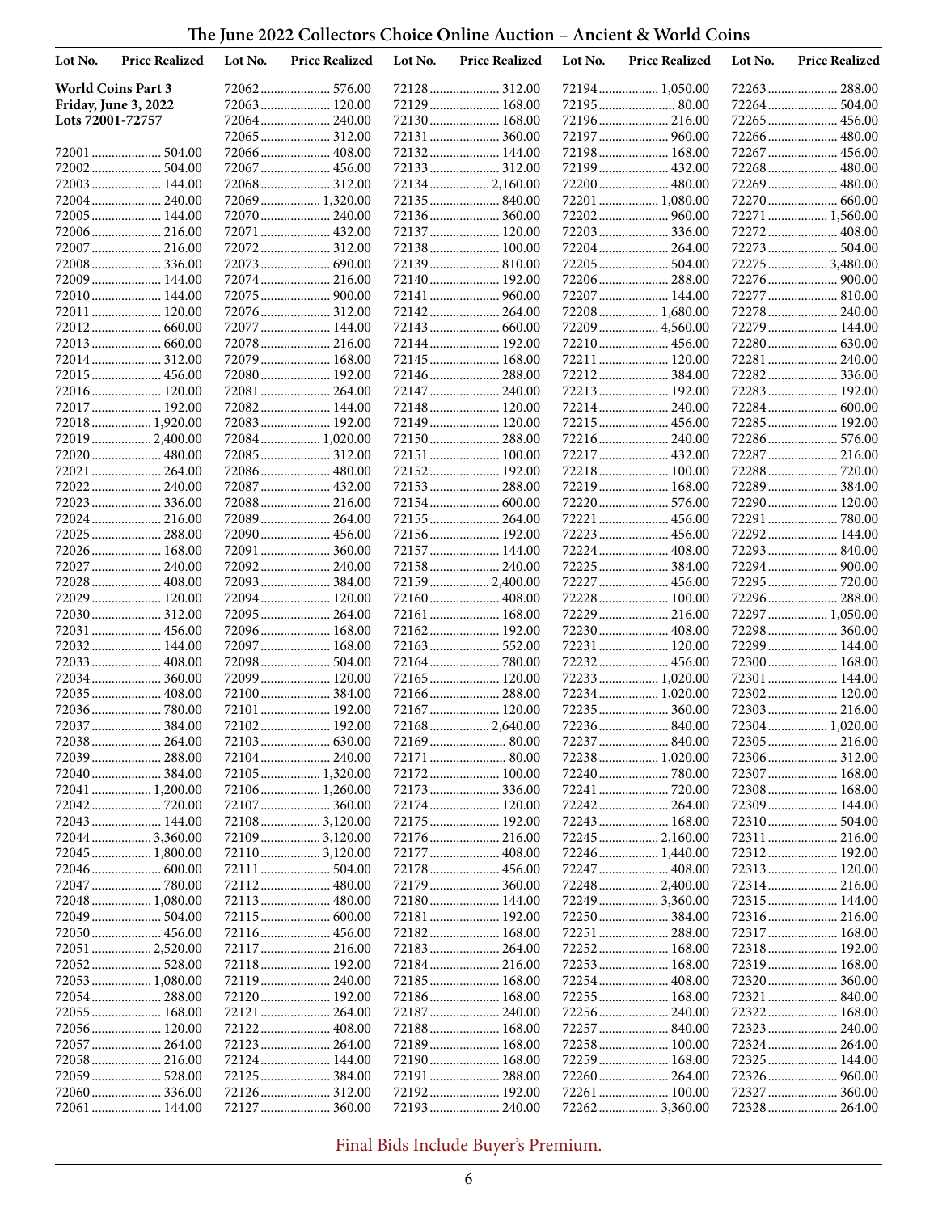# The June 2022 Collectors Choice Online Auction – Ancient & World Coins

**World Coins Part 3**
**Friday, June 3, 2022**
**Lots 72001-72757**

| Lot No. | Price Realized |
|---|---|
| 72001 | 504.00 |
| 72002 | 504.00 |
| 72003 | 144.00 |
| 72004 | 240.00 |
| 72005 | 144.00 |
| 72006 | 216.00 |
| 72007 | 216.00 |
| 72008 | 336.00 |
| 72009 | 144.00 |
| 72010 | 144.00 |
| 72011 | 120.00 |
| 72012 | 660.00 |
| 72013 | 660.00 |
| 72014 | 312.00 |
| 72015 | 456.00 |
| 72016 | 120.00 |
| 72017 | 192.00 |
| 72018 | 1,920.00 |
| 72019 | 2,400.00 |
| 72020 | 480.00 |
| 72021 | 264.00 |
| 72022 | 240.00 |
| 72023 | 336.00 |
| 72024 | 216.00 |
| 72025 | 288.00 |
| 72026 | 168.00 |
| 72027 | 240.00 |
| 72028 | 408.00 |
| 72029 | 120.00 |
| 72030 | 312.00 |
| 72031 | 456.00 |
| 72032 | 144.00 |
| 72033 | 408.00 |
| 72034 | 360.00 |
| 72035 | 408.00 |
| 72036 | 780.00 |
| 72037 | 384.00 |
| 72038 | 264.00 |
| 72039 | 288.00 |
| 72040 | 384.00 |
| 72041 | 1,200.00 |
| 72042 | 720.00 |
| 72043 | 144.00 |
| 72044 | 3,360.00 |
| 72045 | 1,800.00 |
| 72046 | 600.00 |
| 72047 | 780.00 |
| 72048 | 1,080.00 |
| 72049 | 504.00 |
| 72050 | 456.00 |
| 72051 | 2,520.00 |
| 72052 | 528.00 |
| 72053 | 1,080.00 |
| 72054 | 288.00 |
| 72055 | 168.00 |
| 72056 | 120.00 |
| 72057 | 264.00 |
| 72058 | 216.00 |
| 72059 | 528.00 |
| 72060 | 336.00 |
| 72061 | 144.00 |
| 72062 | 576.00 |
| 72063 | 120.00 |
| 72064 | 240.00 |
| 72065 | 312.00 |
| 72066 | 408.00 |
| 72067 | 456.00 |
| 72068 | 312.00 |
| 72069 | 1,320.00 |
| 72070 | 240.00 |
| 72071 | 432.00 |
| 72072 | 312.00 |
| 72073 | 690.00 |
| 72074 | 216.00 |
| 72075 | 900.00 |
| 72076 | 312.00 |
| 72077 | 144.00 |
| 72078 | 216.00 |
| 72079 | 168.00 |
| 72080 | 192.00 |
| 72081 | 264.00 |
| 72082 | 144.00 |
| 72083 | 192.00 |
| 72084 | 1,020.00 |
| 72085 | 312.00 |
| 72086 | 480.00 |
| 72087 | 432.00 |
| 72088 | 216.00 |
| 72089 | 264.00 |
| 72090 | 456.00 |
| 72091 | 360.00 |
| 72092 | 240.00 |
| 72093 | 384.00 |
| 72094 | 120.00 |
| 72095 | 264.00 |
| 72096 | 168.00 |
| 72097 | 168.00 |
| 72098 | 504.00 |
| 72099 | 120.00 |
| 72100 | 384.00 |
| 72101 | 192.00 |
| 72102 | 192.00 |
| 72103 | 630.00 |
| 72104 | 240.00 |
| 72105 | 1,320.00 |
| 72106 | 1,260.00 |
| 72107 | 360.00 |
| 72108 | 3,120.00 |
| 72109 | 3,120.00 |
| 72110 | 3,120.00 |
| 72111 | 504.00 |
| 72112 | 480.00 |
| 72113 | 480.00 |
| 72115 | 600.00 |
| 72116 | 456.00 |
| 72117 | 216.00 |
| 72118 | 192.00 |
| 72119 | 240.00 |
| 72120 | 192.00 |
| 72121 | 264.00 |
| 72122 | 408.00 |
| 72123 | 264.00 |
| 72124 | 144.00 |
| 72125 | 384.00 |
| 72126 | 312.00 |
| 72127 | 360.00 |
| 72128 | 312.00 |
| 72129 | 168.00 |
| 72130 | 168.00 |
| 72131 | 360.00 |
| 72132 | 144.00 |
| 72133 | 312.00 |
| 72134 | 2,160.00 |
| 72135 | 840.00 |
| 72136 | 360.00 |
| 72137 | 120.00 |
| 72138 | 100.00 |
| 72139 | 810.00 |
| 72140 | 192.00 |
| 72141 | 960.00 |
| 72142 | 264.00 |
| 72143 | 660.00 |
| 72144 | 192.00 |
| 72145 | 168.00 |
| 72146 | 288.00 |
| 72147 | 240.00 |
| 72148 | 120.00 |
| 72149 | 120.00 |
| 72150 | 288.00 |
| 72151 | 100.00 |
| 72152 | 192.00 |
| 72153 | 288.00 |
| 72154 | 600.00 |
| 72155 | 264.00 |
| 72156 | 192.00 |
| 72157 | 144.00 |
| 72158 | 240.00 |
| 72159 | 2,400.00 |
| 72160 | 408.00 |
| 72161 | 168.00 |
| 72162 | 192.00 |
| 72163 | 552.00 |
| 72164 | 780.00 |
| 72165 | 120.00 |
| 72166 | 288.00 |
| 72167 | 120.00 |
| 72168 | 2,640.00 |
| 72169 | 80.00 |
| 72171 | 80.00 |
| 72172 | 100.00 |
| 72173 | 336.00 |
| 72174 | 120.00 |
| 72175 | 192.00 |
| 72176 | 216.00 |
| 72177 | 408.00 |
| 72178 | 456.00 |
| 72179 | 360.00 |
| 72180 | 144.00 |
| 72181 | 192.00 |
| 72182 | 168.00 |
| 72183 | 264.00 |
| 72184 | 216.00 |
| 72185 | 168.00 |
| 72186 | 168.00 |
| 72187 | 240.00 |
| 72188 | 168.00 |
| 72189 | 168.00 |
| 72190 | 168.00 |
| 72191 | 288.00 |
| 72192 | 192.00 |
| 72193 | 240.00 |
| 72194 | 1,050.00 |
| 72195 | 80.00 |
| 72196 | 216.00 |
| 72197 | 960.00 |
| 72198 | 168.00 |
| 72199 | 432.00 |
| 72200 | 480.00 |
| 72201 | 1,080.00 |
| 72202 | 960.00 |
| 72203 | 336.00 |
| 72204 | 264.00 |
| 72205 | 504.00 |
| 72206 | 288.00 |
| 72207 | 144.00 |
| 72208 | 1,680.00 |
| 72209 | 4,560.00 |
| 72210 | 456.00 |
| 72211 | 120.00 |
| 72212 | 384.00 |
| 72213 | 192.00 |
| 72214 | 240.00 |
| 72215 | 456.00 |
| 72216 | 240.00 |
| 72217 | 432.00 |
| 72218 | 100.00 |
| 72219 | 168.00 |
| 72220 | 576.00 |
| 72221 | 456.00 |
| 72223 | 456.00 |
| 72224 | 408.00 |
| 72225 | 384.00 |
| 72227 | 456.00 |
| 72228 | 100.00 |
| 72229 | 216.00 |
| 72230 | 408.00 |
| 72231 | 120.00 |
| 72232 | 456.00 |
| 72233 | 1,020.00 |
| 72234 | 1,020.00 |
| 72235 | 360.00 |
| 72236 | 840.00 |
| 72237 | 840.00 |
| 72238 | 1,020.00 |
| 72240 | 780.00 |
| 72241 | 720.00 |
| 72242 | 264.00 |
| 72243 | 168.00 |
| 72245 | 2,160.00 |
| 72246 | 1,440.00 |
| 72247 | 408.00 |
| 72248 | 2,400.00 |
| 72249 | 3,360.00 |
| 72250 | 384.00 |
| 72251 | 288.00 |
| 72252 | 168.00 |
| 72253 | 168.00 |
| 72254 | 408.00 |
| 72255 | 168.00 |
| 72256 | 240.00 |
| 72257 | 840.00 |
| 72258 | 100.00 |
| 72259 | 168.00 |
| 72260 | 264.00 |
| 72261 | 100.00 |
| 72262 | 3,360.00 |
| 72263 | 288.00 |
| 72264 | 504.00 |
| 72265 | 456.00 |
| 72266 | 480.00 |
| 72267 | 456.00 |
| 72268 | 480.00 |
| 72269 | 480.00 |
| 72270 | 660.00 |
| 72271 | 1,560.00 |
| 72272 | 408.00 |
| 72273 | 504.00 |
| 72275 | 3,480.00 |
| 72276 | 900.00 |
| 72277 | 810.00 |
| 72278 | 240.00 |
| 72279 | 144.00 |
| 72280 | 630.00 |
| 72281 | 240.00 |
| 72282 | 336.00 |
| 72283 | 192.00 |
| 72284 | 600.00 |
| 72285 | 192.00 |
| 72286 | 576.00 |
| 72287 | 216.00 |
| 72288 | 720.00 |
| 72289 | 384.00 |
| 72290 | 120.00 |
| 72291 | 780.00 |
| 72292 | 144.00 |
| 72293 | 840.00 |
| 72294 | 900.00 |
| 72295 | 720.00 |
| 72296 | 288.00 |
| 72297 | 1,050.00 |
| 72298 | 360.00 |
| 72299 | 144.00 |
| 72300 | 168.00 |
| 72301 | 144.00 |
| 72302 | 120.00 |
| 72303 | 216.00 |
| 72304 | 1,020.00 |
| 72305 | 216.00 |
| 72306 | 312.00 |
| 72307 | 168.00 |
| 72308 | 168.00 |
| 72309 | 144.00 |
| 72310 | 504.00 |
| 72311 | 216.00 |
| 72312 | 192.00 |
| 72313 | 120.00 |
| 72314 | 216.00 |
| 72315 | 144.00 |
| 72316 | 216.00 |
| 72317 | 168.00 |
| 72318 | 192.00 |
| 72319 | 168.00 |
| 72320 | 360.00 |
| 72321 | 840.00 |
| 72322 | 168.00 |
| 72323 | 240.00 |
| 72324 | 264.00 |
| 72325 | 144.00 |
| 72326 | 960.00 |
| 72327 | 360.00 |
| 72328 | 264.00 |

Final Bids Include Buyer's Premium.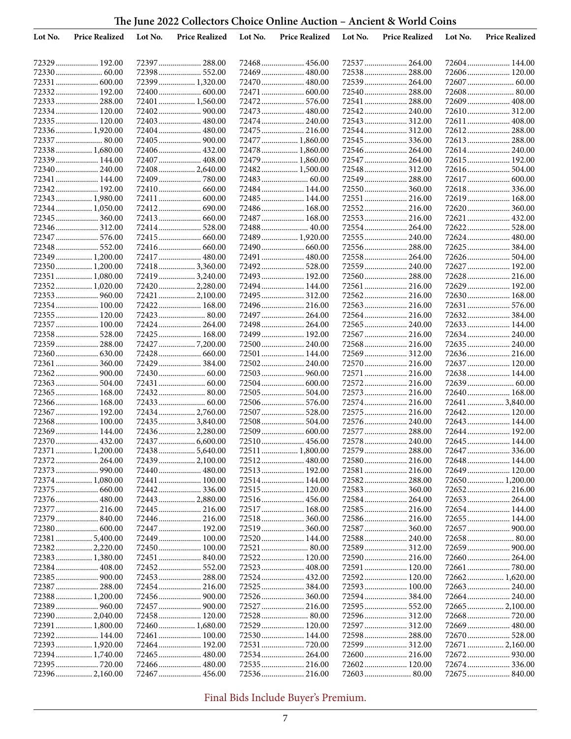# The June 2022 Collectors Choice Online Auction – Ancient & World Coins

| Lot No. | Price Realized | Lot No. | Price Realized | Lot No. | Price Realized | Lot No. | Price Realized | Lot No. | Price Realized |
|---|---|---|---|---|---|---|---|---|---|
| 72329 | 192.00 | 72397 | 288.00 | 72468 | 456.00 | 72537 | 264.00 | 72604 | 144.00 |
| 72330 | 60.00 | 72398 | 552.00 | 72469 | 480.00 | 72538 | 288.00 | 72606 | 120.00 |
| 72331 | 600.00 | 72399 | 1,320.00 | 72470 | 480.00 | 72539 | 264.00 | 72607 | 60.00 |
| 72332 | 192.00 | 72400 | 600.00 | 72471 | 600.00 | 72540 | 288.00 | 72608 | 80.00 |
| 72333 | 288.00 | 72401 | 1,560.00 | 72472 | 576.00 | 72541 | 288.00 | 72609 | 408.00 |
| 72334 | 120.00 | 72402 | 900.00 | 72473 | 480.00 | 72542 | 240.00 | 72610 | 312.00 |
| 72335 | 120.00 | 72403 | 480.00 | 72474 | 240.00 | 72543 | 312.00 | 72611 | 408.00 |
| 72336 | 1,920.00 | 72404 | 480.00 | 72475 | 216.00 | 72544 | 312.00 | 72612 | 288.00 |
| 72337 | 80.00 | 72405 | 900.00 | 72477 | 1,860.00 | 72545 | 336.00 | 72613 | 288.00 |
| 72338 | 1,680.00 | 72406 | 432.00 | 72478 | 1,860.00 | 72546 | 264.00 | 72614 | 240.00 |
| 72339 | 144.00 | 72407 | 408.00 | 72479 | 1,860.00 | 72547 | 264.00 | 72615 | 192.00 |
| 72340 | 240.00 | 72408 | 2,640.00 | 72482 | 1,500.00 | 72548 | 312.00 | 72616 | 504.00 |
| 72341 | 144.00 | 72409 | 780.00 | 72483 | 60.00 | 72549 | 288.00 | 72617 | 600.00 |
| 72342 | 192.00 | 72410 | 660.00 | 72484 | 144.00 | 72550 | 360.00 | 72618 | 336.00 |
| 72343 | 1,980.00 | 72411 | 600.00 | 72485 | 144.00 | 72551 | 216.00 | 72619 | 168.00 |
| 72344 | 1,050.00 | 72412 | 690.00 | 72486 | 168.00 | 72552 | 216.00 | 72620 | 360.00 |
| 72345 | 360.00 | 72413 | 660.00 | 72487 | 168.00 | 72553 | 216.00 | 72621 | 432.00 |
| 72346 | 312.00 | 72414 | 528.00 | 72488 | 40.00 | 72554 | 264.00 | 72622 | 528.00 |
| 72347 | 576.00 | 72415 | 660.00 | 72489 | 1,920.00 | 72555 | 240.00 | 72624 | 480.00 |
| 72348 | 552.00 | 72416 | 660.00 | 72490 | 660.00 | 72556 | 288.00 | 72625 | 384.00 |
| 72349 | 1,200.00 | 72417 | 480.00 | 72491 | 480.00 | 72558 | 264.00 | 72626 | 504.00 |
| 72350 | 1,200.00 | 72418 | 3,360.00 | 72492 | 528.00 | 72559 | 240.00 | 72627 | 192.00 |
| 72351 | 1,080.00 | 72419 | 3,240.00 | 72493 | 192.00 | 72560 | 288.00 | 72628 | 216.00 |
| 72352 | 1,020.00 | 72420 | 2,280.00 | 72494 | 144.00 | 72561 | 216.00 | 72629 | 192.00 |
| 72353 | 960.00 | 72421 | 2,100.00 | 72495 | 312.00 | 72562 | 216.00 | 72630 | 168.00 |
| 72354 | 100.00 | 72422 | 168.00 | 72496 | 216.00 | 72563 | 216.00 | 72631 | 576.00 |
| 72355 | 120.00 | 72423 | 80.00 | 72497 | 264.00 | 72564 | 216.00 | 72632 | 384.00 |
| 72357 | 100.00 | 72424 | 264.00 | 72498 | 264.00 | 72565 | 240.00 | 72633 | 144.00 |
| 72358 | 528.00 | 72425 | 168.00 | 72499 | 192.00 | 72567 | 216.00 | 72634 | 240.00 |
| 72359 | 288.00 | 72427 | 7,200.00 | 72500 | 240.00 | 72568 | 216.00 | 72635 | 240.00 |
| 72360 | 630.00 | 72428 | 660.00 | 72501 | 144.00 | 72569 | 312.00 | 72636 | 216.00 |
| 72361 | 360.00 | 72429 | 384.00 | 72502 | 240.00 | 72570 | 216.00 | 72637 | 120.00 |
| 72362 | 900.00 | 72430 | 60.00 | 72503 | 960.00 | 72571 | 216.00 | 72638 | 144.00 |
| 72363 | 504.00 | 72431 | 60.00 | 72504 | 600.00 | 72572 | 216.00 | 72639 | 60.00 |
| 72365 | 168.00 | 72432 | 80.00 | 72505 | 504.00 | 72573 | 216.00 | 72640 | 168.00 |
| 72366 | 168.00 | 72433 | 60.00 | 72506 | 576.00 | 72574 | 216.00 | 72641 | 3,840.00 |
| 72367 | 192.00 | 72434 | 2,760.00 | 72507 | 528.00 | 72575 | 216.00 | 72642 | 120.00 |
| 72368 | 100.00 | 72435 | 3,840.00 | 72508 | 504.00 | 72576 | 240.00 | 72643 | 144.00 |
| 72369 | 144.00 | 72436 | 2,280.00 | 72509 | 600.00 | 72577 | 288.00 | 72644 | 192.00 |
| 72370 | 432.00 | 72437 | 6,600.00 | 72510 | 456.00 | 72578 | 240.00 | 72645 | 144.00 |
| 72371 | 1,200.00 | 72438 | 5,640.00 | 72511 | 1,800.00 | 72579 | 288.00 | 72647 | 336.00 |
| 72372 | 264.00 | 72439 | 2,100.00 | 72512 | 480.00 | 72580 | 216.00 | 72648 | 144.00 |
| 72373 | 990.00 | 72440 | 480.00 | 72513 | 192.00 | 72581 | 216.00 | 72649 | 120.00 |
| 72374 | 1,080.00 | 72441 | 100.00 | 72514 | 144.00 | 72582 | 288.00 | 72650 | 1,200.00 |
| 72375 | 660.00 | 72442 | 336.00 | 72515 | 120.00 | 72583 | 360.00 | 72652 | 216.00 |
| 72376 | 480.00 | 72443 | 2,880.00 | 72516 | 456.00 | 72584 | 264.00 | 72653 | 264.00 |
| 72377 | 216.00 | 72445 | 216.00 | 72517 | 168.00 | 72585 | 216.00 | 72654 | 144.00 |
| 72379 | 840.00 | 72446 | 216.00 | 72518 | 360.00 | 72586 | 216.00 | 72655 | 144.00 |
| 72380 | 600.00 | 72447 | 192.00 | 72519 | 360.00 | 72587 | 360.00 | 72657 | 900.00 |
| 72381 | 5,400.00 | 72449 | 100.00 | 72520 | 144.00 | 72588 | 240.00 | 72658 | 80.00 |
| 72382 | 2,220.00 | 72450 | 100.00 | 72521 | 80.00 | 72589 | 312.00 | 72659 | 900.00 |
| 72383 | 1,380.00 | 72451 | 840.00 | 72522 | 120.00 | 72590 | 216.00 | 72660 | 264.00 |
| 72384 | 408.00 | 72452 | 552.00 | 72523 | 408.00 | 72591 | 120.00 | 72661 | 780.00 |
| 72385 | 900.00 | 72453 | 288.00 | 72524 | 432.00 | 72592 | 120.00 | 72662 | 1,620.00 |
| 72387 | 288.00 | 72454 | 216.00 | 72525 | 384.00 | 72593 | 100.00 | 72663 | 240.00 |
| 72388 | 1,200.00 | 72456 | 900.00 | 72526 | 360.00 | 72594 | 384.00 | 72664 | 240.00 |
| 72389 | 960.00 | 72457 | 900.00 | 72527 | 216.00 | 72595 | 552.00 | 72665 | 2,100.00 |
| 72390 | 2,040.00 | 72458 | 120.00 | 72528 | 80.00 | 72596 | 312.00 | 72668 | 720.00 |
| 72391 | 1,800.00 | 72460 | 1,680.00 | 72529 | 120.00 | 72597 | 312.00 | 72669 | 480.00 |
| 72392 | 144.00 | 72461 | 100.00 | 72530 | 144.00 | 72598 | 288.00 | 72670 | 528.00 |
| 72393 | 1,920.00 | 72464 | 192.00 | 72531 | 720.00 | 72599 | 312.00 | 72671 | 2,160.00 |
| 72394 | 1,740.00 | 72465 | 480.00 | 72534 | 264.00 | 72600 | 216.00 | 72672 | 930.00 |
| 72395 | 720.00 | 72466 | 480.00 | 72535 | 216.00 | 72602 | 120.00 | 72674 | 336.00 |
| 72396 | 2,160.00 | 72467 | 456.00 | 72536 | 216.00 | 72603 | 80.00 | 72675 | 840.00 |

Final Bids Include Buyer's Premium.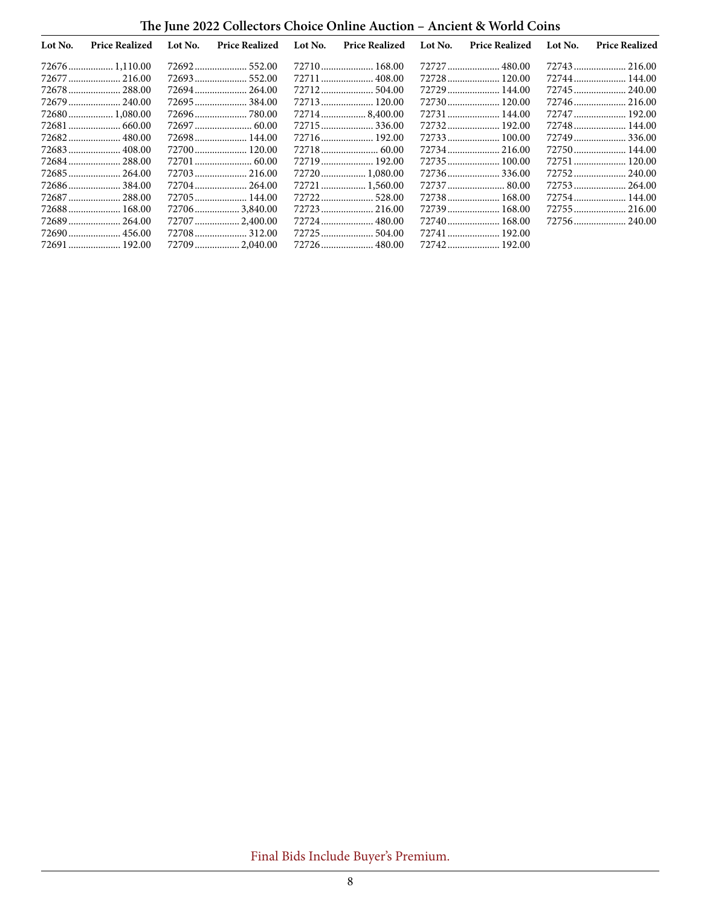# The June 2022 Collectors Choice Online Auction – Ancient & World Coins

| Lot No. | Price Realized | Lot No. | Price Realized | Lot No. | Price Realized | Lot No. | Price Realized | Lot No. | Price Realized |
|---|---|---|---|---|---|---|---|---|---|
| 72676 | 1,110.00 | 72692 | 552.00 | 72710 | 168.00 | 72727 | 480.00 | 72743 | 216.00 |
| 72677 | 216.00 | 72693 | 552.00 | 72711 | 408.00 | 72728 | 120.00 | 72744 | 144.00 |
| 72678 | 288.00 | 72694 | 264.00 | 72712 | 504.00 | 72729 | 144.00 | 72745 | 240.00 |
| 72679 | 240.00 | 72695 | 384.00 | 72713 | 120.00 | 72730 | 120.00 | 72746 | 216.00 |
| 72680 | 1,080.00 | 72696 | 780.00 | 72714 | 8,400.00 | 72731 | 144.00 | 72747 | 192.00 |
| 72681 | 660.00 | 72697 | 60.00 | 72715 | 336.00 | 72732 | 192.00 | 72748 | 144.00 |
| 72682 | 480.00 | 72698 | 144.00 | 72716 | 192.00 | 72733 | 100.00 | 72749 | 336.00 |
| 72683 | 408.00 | 72700 | 120.00 | 72718 | 60.00 | 72734 | 216.00 | 72750 | 144.00 |
| 72684 | 288.00 | 72701 | 60.00 | 72719 | 192.00 | 72735 | 100.00 | 72751 | 120.00 |
| 72685 | 264.00 | 72703 | 216.00 | 72720 | 1,080.00 | 72736 | 336.00 | 72752 | 240.00 |
| 72686 | 384.00 | 72704 | 264.00 | 72721 | 1,560.00 | 72737 | 80.00 | 72753 | 264.00 |
| 72687 | 288.00 | 72705 | 144.00 | 72722 | 528.00 | 72738 | 168.00 | 72754 | 144.00 |
| 72688 | 168.00 | 72706 | 3,840.00 | 72723 | 216.00 | 72739 | 168.00 | 72755 | 216.00 |
| 72689 | 264.00 | 72707 | 2,400.00 | 72724 | 480.00 | 72740 | 168.00 | 72756 | 240.00 |
| 72690 | 456.00 | 72708 | 312.00 | 72725 | 504.00 | 72741 | 192.00 | | |
| 72691 | 192.00 | 72709 | 2,040.00 | 72726 | 480.00 | 72742 | 192.00 | | |

Final Bids Include Buyer's Premium.